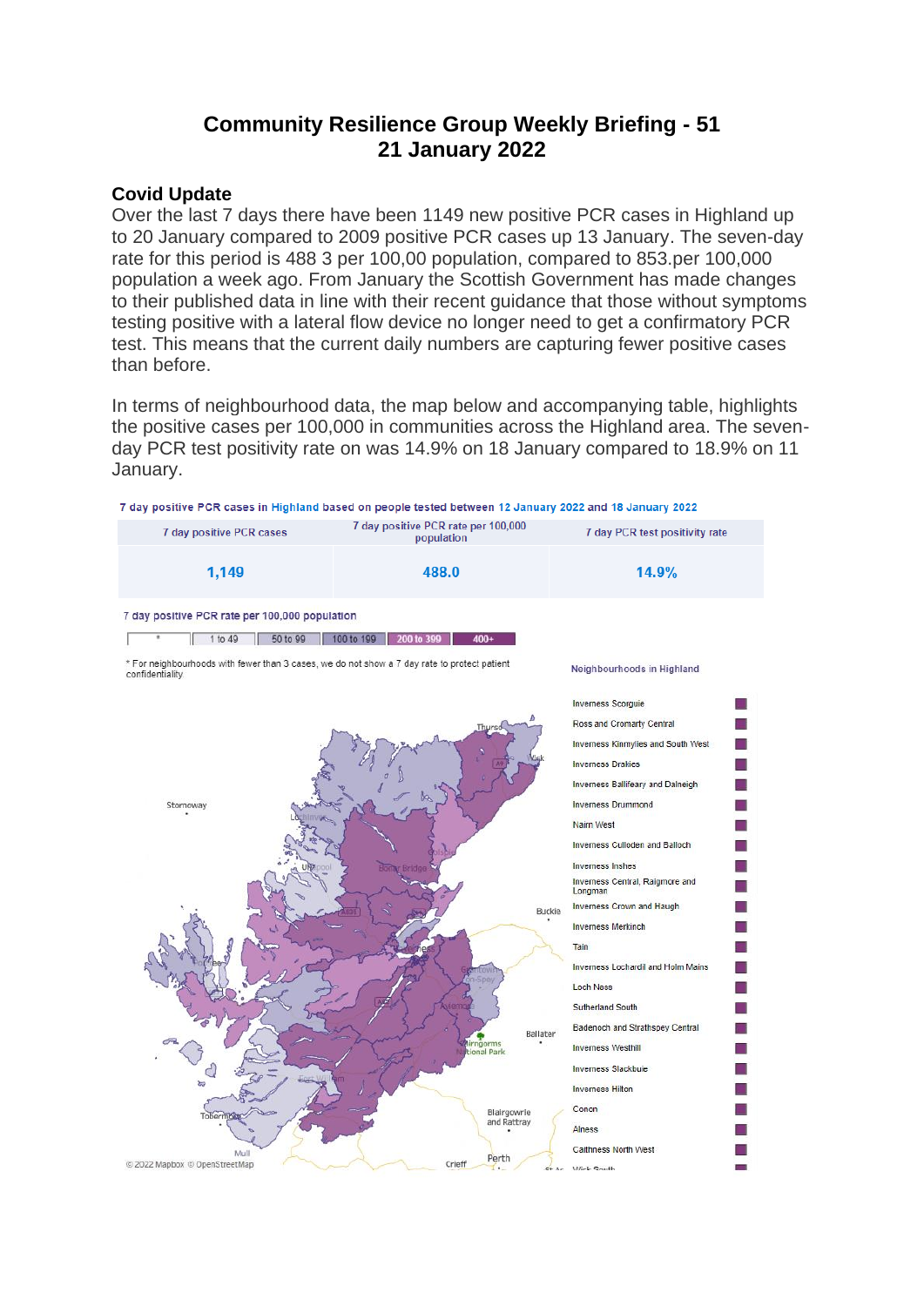# Community Resilience Group Weekly Briefing - 51
# 21 January 2022

## Covid Update

Over the last 7 days there have been 1149 new positive PCR cases in Highland up to 20 January compared to 2009 positive PCR cases up 13 January. The seven-day rate for this period is 488 3 per 100,00 population, compared to 853.per 100,000 population a week ago. From January the Scottish Government has made changes to their published data in line with their recent guidance that those without symptoms testing positive with a lateral flow device no longer need to get a confirmatory PCR test. This means that the current daily numbers are capturing fewer positive cases than before.

In terms of neighbourhood data, the map below and accompanying table, highlights the positive cases per 100,000 in communities across the Highland area. The seven-day PCR test positivity rate on was 14.9% on 18 January compared to 18.9% on 11 January.

7 day positive PCR cases in Highland based on people tested between 12 January 2022 and 18 January 2022

| 7 day positive PCR cases | 7 day positive PCR rate per 100,000 population | 7 day PCR test positivity rate |
|---|---|---|
| 1,149 | 488.0 | 14.9% |

7 day positive PCR rate per 100,000 population

| * | 1 to 49 | 50 to 99 | 100 to 199 | 200 to 399 | 400+ |
|---|---|---|---|---|---|

* For neighbourhoods with fewer than 3 cases, we do not show a 7 day rate to protect patient confidentiality.

Neighbourhoods in Highland

- Inverness Scorguie
- Ross and Cromarty Central
- Inverness Kinmylies and South West
- Inverness Drakies
- Inverness Ballifeary and Dalneigh
- Inverness Drummond
- Nairn West
- Inverness Culloden and Balloch
- Inverness Inshes
- Inverness Central, Raigmore and Longman
- Inverness Crown and Haugh
- Inverness Merkinch
- Tain
- Inverness Lochardil and Holm Mains
- Loch Ness
- Sutherland South
- Badenoch and Strathspey Central
- Inverness Westhill
- Inverness Slackbuie
- Inverness Hilton
- Conon
- Alness
- Caithness North West
- Wick South

© 2022 Mapbox © OpenStreetMap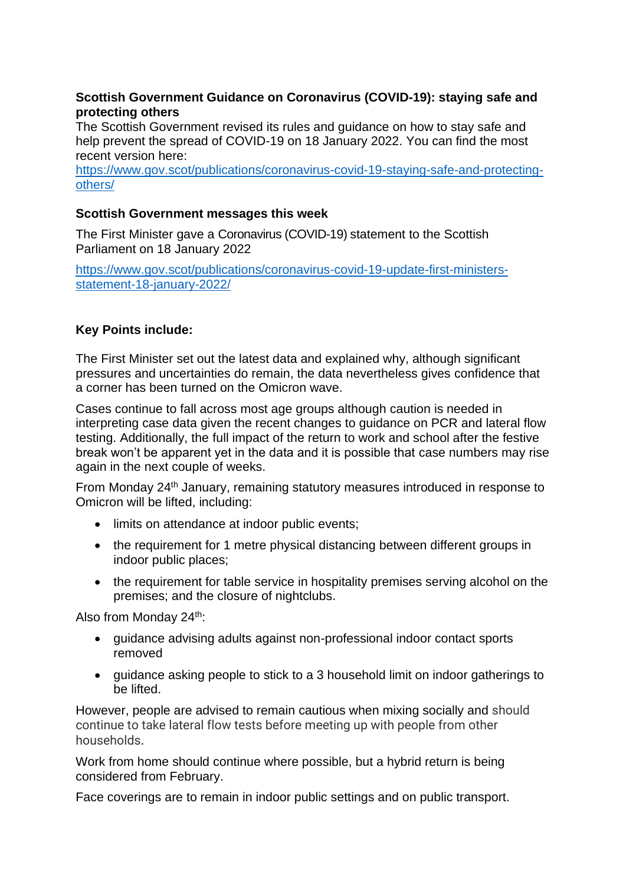**Scottish Government Guidance on Coronavirus (COVID-19): staying safe and protecting others**

The Scottish Government revised its rules and guidance on how to stay safe and help prevent the spread of COVID-19 on 18 January 2022. You can find the most recent version here:
[https://www.gov.scot/publications/coronavirus-covid-19-staying-safe-and-protecting-others/](https://www.gov.scot/publications/coronavirus-covid-19-staying-safe-and-protecting-others/)

**Scottish Government messages this week**

The First Minister gave a Coronavirus (COVID-19) statement to the Scottish Parliament on 18 January 2022

[https://www.gov.scot/publications/coronavirus-covid-19-update-first-ministers-statement-18-january-2022/](https://www.gov.scot/publications/coronavirus-covid-19-update-first-ministers-statement-18-january-2022/)

**Key Points include:**

The First Minister set out the latest data and explained why, although significant pressures and uncertainties do remain, the data nevertheless gives confidence that a corner has been turned on the Omicron wave.

Cases continue to fall across most age groups although caution is needed in interpreting case data given the recent changes to guidance on PCR and lateral flow testing. Additionally, the full impact of the return to work and school after the festive break won't be apparent yet in the data and it is possible that case numbers may rise again in the next couple of weeks.

From Monday 24th January, remaining statutory measures introduced in response to Omicron will be lifted, including:

- limits on attendance at indoor public events;
- the requirement for 1 metre physical distancing between different groups in indoor public places;
- the requirement for table service in hospitality premises serving alcohol on the premises; and the closure of nightclubs.

Also from Monday 24th:

- guidance advising adults against non-professional indoor contact sports removed
- guidance asking people to stick to a 3 household limit on indoor gatherings to be lifted.

However, people are advised to remain cautious when mixing socially and should continue to take lateral flow tests before meeting up with people from other households.

Work from home should continue where possible, but a hybrid return is being considered from February.

Face coverings are to remain in indoor public settings and on public transport.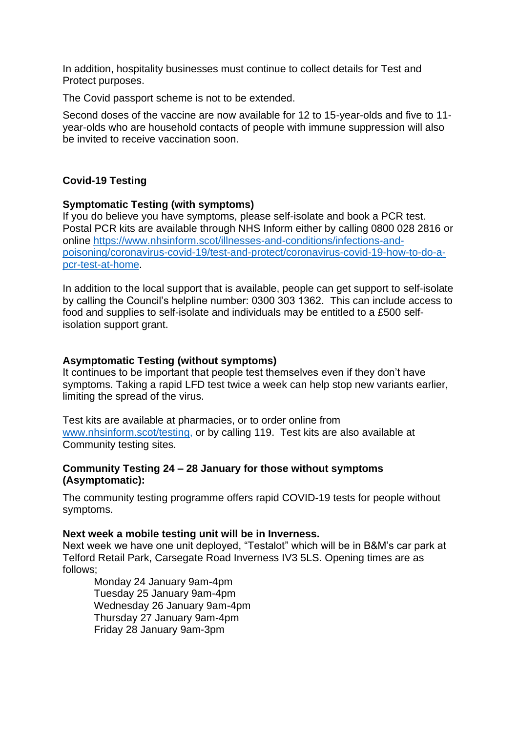In addition, hospitality businesses must continue to collect details for Test and Protect purposes.

The Covid passport scheme is not to be extended.

Second doses of the vaccine are now available for 12 to 15-year-olds and five to 11-year-olds who are household contacts of people with immune suppression will also be invited to receive vaccination soon.

## Covid-19 Testing

### Symptomatic Testing (with symptoms)

If you do believe you have symptoms, please self-isolate and book a PCR test. Postal PCR kits are available through NHS Inform either by calling 0800 028 2816 or online [https://www.nhsinform.scot/illnesses-and-conditions/infections-and-poisoning/coronavirus-covid-19/test-and-protect/coronavirus-covid-19-how-to-do-a-pcr-test-at-home](https://www.nhsinform.scot/illnesses-and-conditions/infections-and-poisoning/coronavirus-covid-19/test-and-protect/coronavirus-covid-19-how-to-do-a-pcr-test-at-home).

In addition to the local support that is available, people can get support to self-isolate by calling the Council's helpline number: 0300 303 1362. This can include access to food and supplies to self-isolate and individuals may be entitled to a £500 self-isolation support grant.

### Asymptomatic Testing (without symptoms)

It continues to be important that people test themselves even if they don't have symptoms. Taking a rapid LFD test twice a week can help stop new variants earlier, limiting the spread of the virus.

Test kits are available at pharmacies, or to order online from [www.nhsinform.scot/testing](http://www.nhsinform.scot/testing), or by calling 119. Test kits are also available at Community testing sites.

### Community Testing 24 – 28 January for those without symptoms (Asymptomatic):

The community testing programme offers rapid COVID-19 tests for people without symptoms.

**Next week a mobile testing unit will be in Inverness.**

Next week we have one unit deployed, "Testalot" which will be in B&M's car park at Telford Retail Park, Carsegate Road Inverness IV3 5LS. Opening times are as follows;

- Monday 24 January 9am-4pm
- Tuesday 25 January 9am-4pm
- Wednesday 26 January 9am-4pm
- Thursday 27 January 9am-4pm
- Friday 28 January 9am-3pm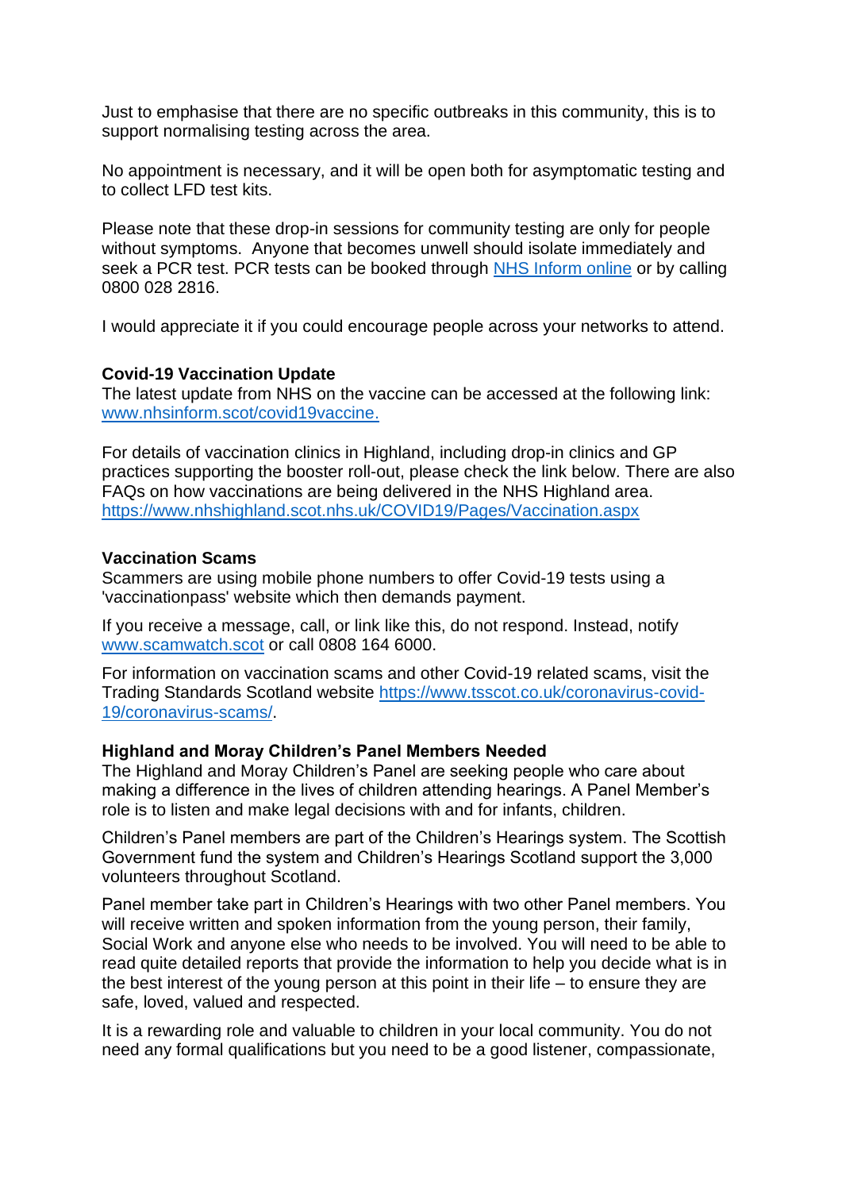Just to emphasise that there are no specific outbreaks in this community, this is to support normalising testing across the area.

No appointment is necessary, and it will be open both for asymptomatic testing and to collect LFD test kits.

Please note that these drop-in sessions for community testing are only for people without symptoms.  Anyone that becomes unwell should isolate immediately and seek a PCR test. PCR tests can be booked through [NHS Inform online]() or by calling 0800 028 2816.

I would appreciate it if you could encourage people across your networks to attend.

**Covid-19 Vaccination Update**
The latest update from NHS on the vaccine can be accessed at the following link: www.nhsinform.scot/covid19vaccine.

For details of vaccination clinics in Highland, including drop-in clinics and GP practices supporting the booster roll-out, please check the link below. There are also FAQs on how vaccinations are being delivered in the NHS Highland area.
https://www.nhshighland.scot.nhs.uk/COVID19/Pages/Vaccination.aspx

**Vaccination Scams**
Scammers are using mobile phone numbers to offer Covid-19 tests using a 'vaccinationpass' website which then demands payment.

If you receive a message, call, or link like this, do not respond. Instead, notify www.scamwatch.scot or call 0808 164 6000.

For information on vaccination scams and other Covid-19 related scams, visit the Trading Standards Scotland website https://www.tsscot.co.uk/coronavirus-covid-19/coronavirus-scams/.

**Highland and Moray Children's Panel Members Needed**
The Highland and Moray Children's Panel are seeking people who care about making a difference in the lives of children attending hearings. A Panel Member's role is to listen and make legal decisions with and for infants, children.

Children's Panel members are part of the Children's Hearings system. The Scottish Government fund the system and Children's Hearings Scotland support the 3,000 volunteers throughout Scotland.

Panel member take part in Children's Hearings with two other Panel members. You will receive written and spoken information from the young person, their family, Social Work and anyone else who needs to be involved. You will need to be able to read quite detailed reports that provide the information to help you decide what is in the best interest of the young person at this point in their life – to ensure they are safe, loved, valued and respected.

It is a rewarding role and valuable to children in your local community. You do not need any formal qualifications but you need to be a good listener, compassionate,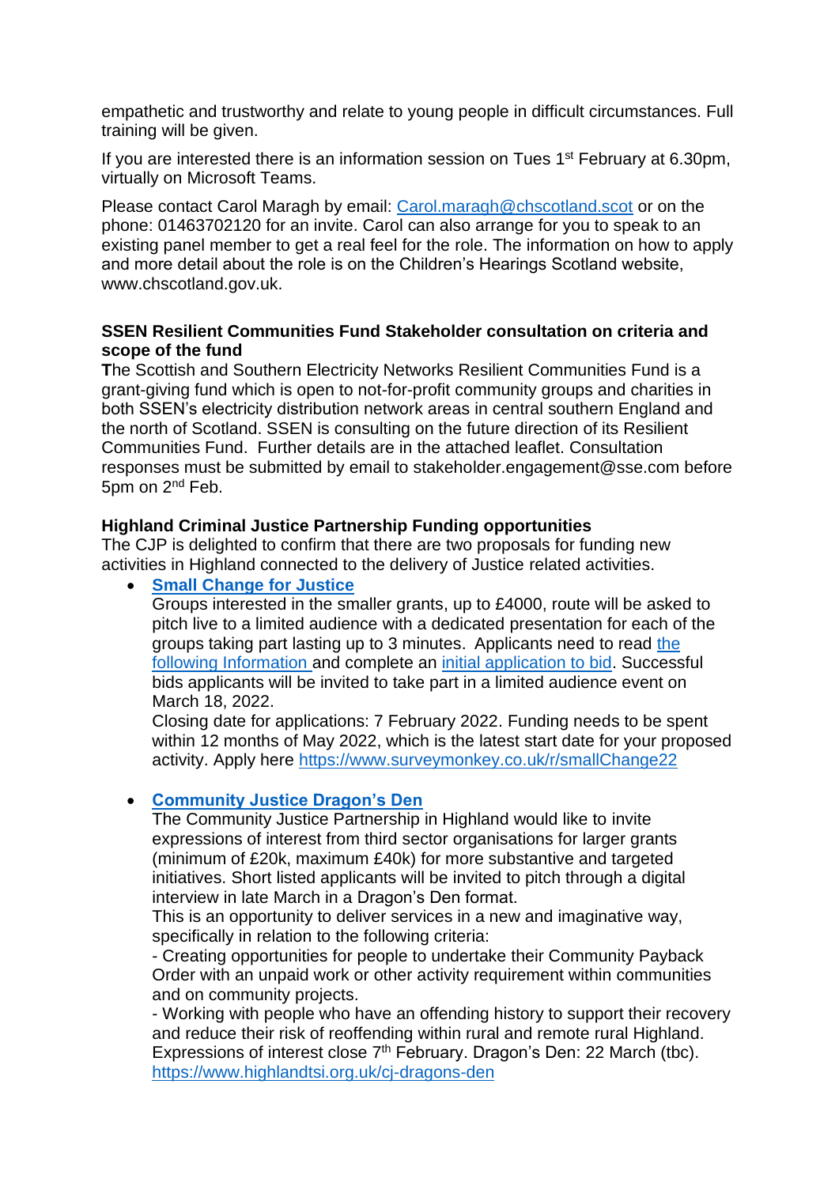empathetic and trustworthy and relate to young people in difficult circumstances. Full training will be given.

If you are interested there is an information session on Tues 1st February at 6.30pm, virtually on Microsoft Teams.

Please contact Carol Maragh by email: Carol.maragh@chscotland.scot or on the phone: 01463702120 for an invite. Carol can also arrange for you to speak to an existing panel member to get a real feel for the role. The information on how to apply and more detail about the role is on the Children's Hearings Scotland website, www.chscotland.gov.uk.

**SSEN Resilient Communities Fund Stakeholder consultation on criteria and scope of the fund**

The Scottish and Southern Electricity Networks Resilient Communities Fund is a grant-giving fund which is open to not-for-profit community groups and charities in both SSEN's electricity distribution network areas in central southern England and the north of Scotland. SSEN is consulting on the future direction of its Resilient Communities Fund. Further details are in the attached leaflet. Consultation responses must be submitted by email to stakeholder.engagement@sse.com before 5pm on 2nd Feb.

**Highland Criminal Justice Partnership Funding opportunities**

The CJP is delighted to confirm that there are two proposals for funding new activities in Highland connected to the delivery of Justice related activities.

- **Small Change for Justice**
  Groups interested in the smaller grants, up to £4000, route will be asked to pitch live to a limited audience with a dedicated presentation for each of the groups taking part lasting up to 3 minutes. Applicants need to read the following Information and complete an initial application to bid. Successful bids applicants will be invited to take part in a limited audience event on March 18, 2022.
  Closing date for applications: 7 February 2022. Funding needs to be spent within 12 months of May 2022, which is the latest start date for your proposed activity. Apply here https://www.surveymonkey.co.uk/r/smallChange22

- **Community Justice Dragon's Den**
  The Community Justice Partnership in Highland would like to invite expressions of interest from third sector organisations for larger grants (minimum of £20k, maximum £40k) for more substantive and targeted initiatives. Short listed applicants will be invited to pitch through a digital interview in late March in a Dragon's Den format.
  This is an opportunity to deliver services in a new and imaginative way, specifically in relation to the following criteria:
  - Creating opportunities for people to undertake their Community Payback Order with an unpaid work or other activity requirement within communities and on community projects.
  - Working with people who have an offending history to support their recovery and reduce their risk of reoffending within rural and remote rural Highland.
  Expressions of interest close 7th February. Dragon's Den: 22 March (tbc).
  https://www.highlandtsi.org.uk/cj-dragons-den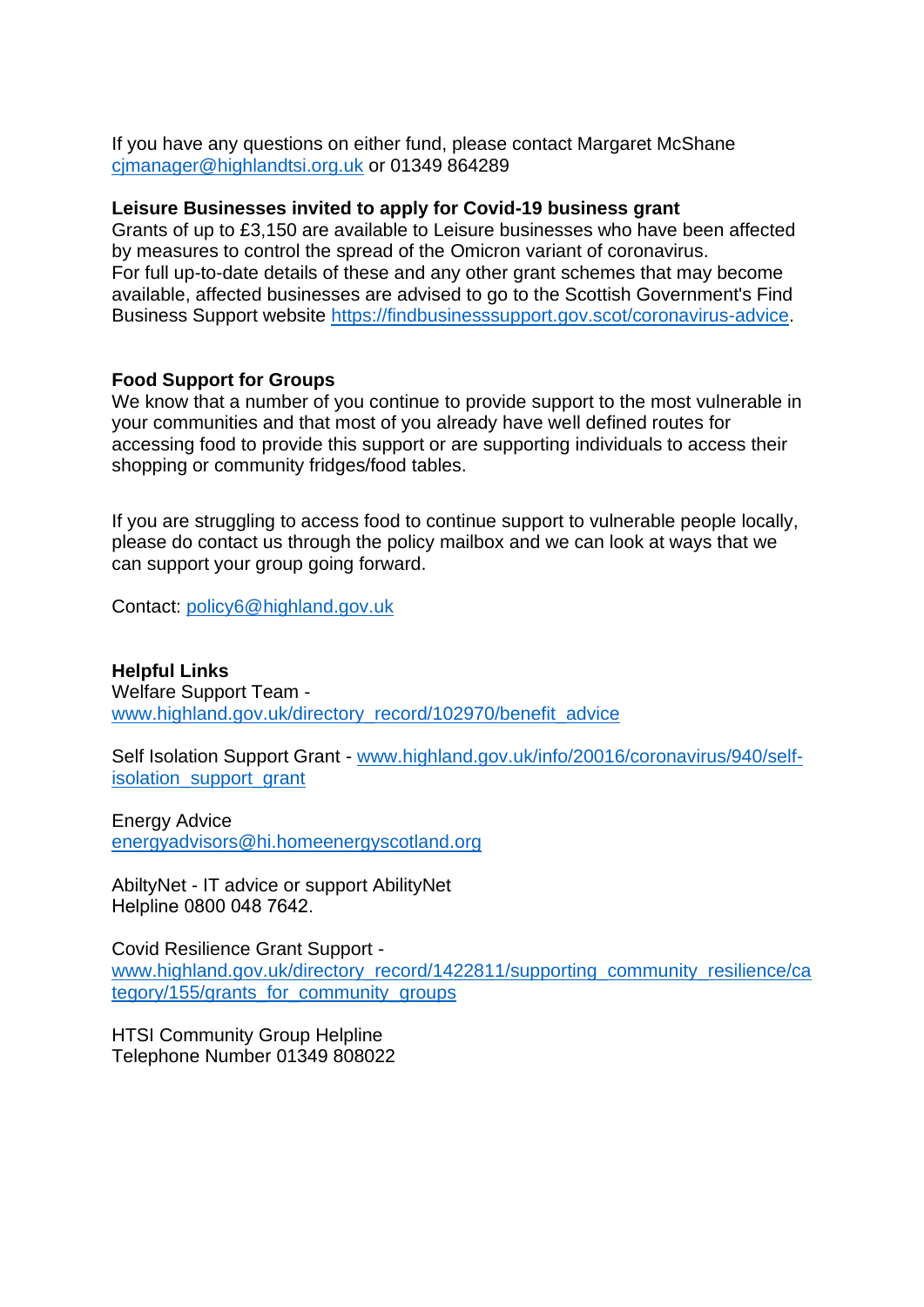If you have any questions on either fund, please contact Margaret McShane cjmanager@highlandtsi.org.uk or 01349 864289

**Leisure Businesses invited to apply for Covid-19 business grant**
Grants of up to £3,150 are available to Leisure businesses who have been affected by measures to control the spread of the Omicron variant of coronavirus.
For full up-to-date details of these and any other grant schemes that may become available, affected businesses are advised to go to the Scottish Government's Find Business Support website https://findbusinesssupport.gov.scot/coronavirus-advice.

**Food Support for Groups**
We know that a number of you continue to provide support to the most vulnerable in your communities and that most of you already have well defined routes for accessing food to provide this support or are supporting individuals to access their shopping or community fridges/food tables.

If you are struggling to access food to continue support to vulnerable people locally, please do contact us through the policy mailbox and we can look at ways that we can support your group going forward.

Contact: policy6@highland.gov.uk

**Helpful Links**
Welfare Support Team - www.highland.gov.uk/directory_record/102970/benefit_advice

Self Isolation Support Grant - www.highland.gov.uk/info/20016/coronavirus/940/self-isolation_support_grant

Energy Advice
energyadvisors@hi.homeenergyscotland.org

AbiltyNet - IT advice or support AbilityNet
Helpline 0800 048 7642.

Covid Resilience Grant Support - www.highland.gov.uk/directory_record/1422811/supporting_community_resilience/category/155/grants_for_community_groups

HTSI Community Group Helpline
Telephone Number 01349 808022